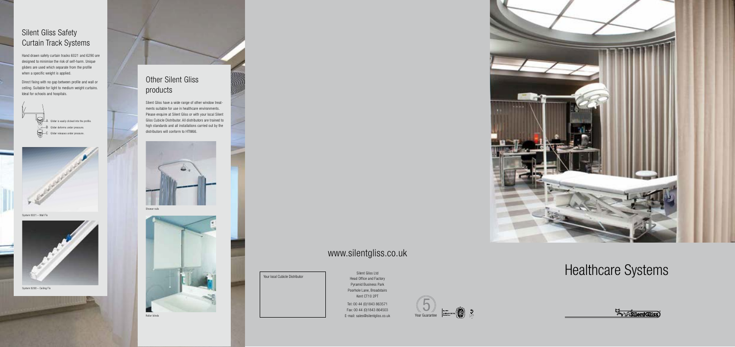## Silent Gliss Safety Curtain Track Systems

Hand drawn safety curtain tracks 6021 and 6290 are designed to minimise the risk of self-harm. Unique gliders are used which separate from the profile when a specific weight is applied.

Direct fixing with no gap between profile and wall or ceiling. Suitable for light to medium weight curtains. Ideal for schools and hospitals.

A Glider is easily clicked into the profile.
B Glider deforms under pressure.
C Glider releases under pressure.

System 6021 – Wall Fix

System 6290 – Ceiling Fix

## Other Silent Gliss products

Silent Gliss have a wide range of other window treatments suitable for use in healthcare environments. Please enquire at Silent Gliss or with your local Silent Gliss Cubicle Distributor. All distributors are trained to high standards and all installations carried out by the distributors will conform to HTM66.

Shower rails

Roller blinds

www.silentgliss.co.uk

Your local Cubicle Distributor

Silent Gliss Ltd
Head Office and Factory
Pyramid Business Park
Poorhole Lane, Broadstairs
Kent CT10 2PT

Tel: 00 44 (0)1843 863571
Fax: 00 44 (0)1843 864503
E-mail: sales@silentgliss.co.uk

5 Year Guarantee

# Healthcare Systems

Silent Gliss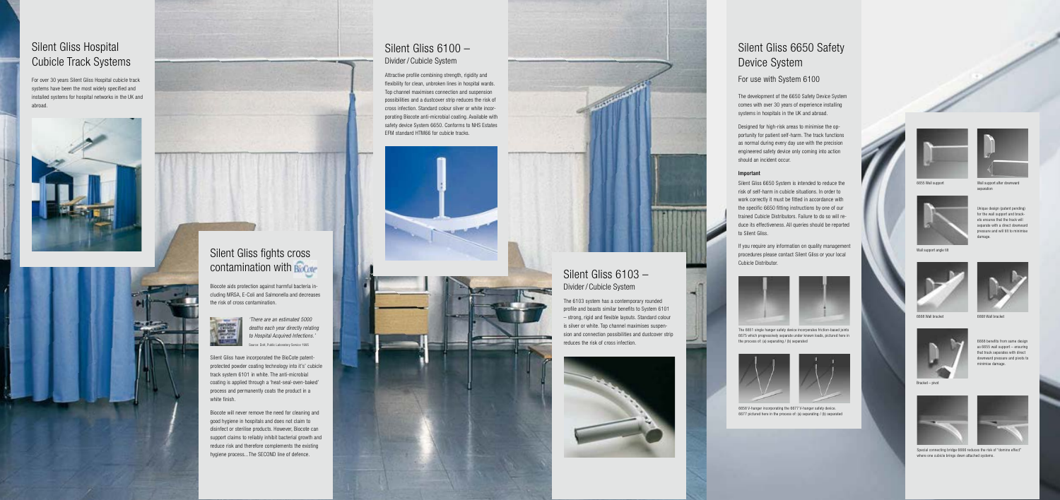## Silent Gliss Hospital Cubicle Track Systems

For over 30 years Silent Gliss Hospital cubicle track systems have been the most widely specified and installed systems for hospital networks in the UK and abroad.

## Silent Gliss fights cross contamination with BioCote

Biocote aids protection against harmful bacteria including MRSA, E-Coli and Salmonella and decreases the risk of cross contamination.

*'There are an estimated 5000 deaths each year directly relating to Hospital Acquired Infections.'*

Source: DoH, Public Laboratory Service 1995

Silent Gliss have incorporated the BioCote patent-protected powder coating technology into it's' cubicle track system 6101 in white. The anti-microbial coating is applied through a 'heat-seal-oven-baked' process and permanently coats the product in a white finish.

Biocote will never remove the need for cleaning and good hygiene in hospitals and does not claim to disinfect or sterilise products. However, Biocote can support claims to reliably inhibit bacterial growth and reduce risk and therefore complements the existing hygiene process...The SECOND line of defence.

## Silent Gliss 6100 –

### Divider / Cubicle System

Attractive profile combining strength, rigidity and flexibility for clean, unbroken lines in hospital wards. Top channel maximises connection and suspension possibilities and a dustcover strip reduces the risk of cross infection. Standard colour silver or white incorporating Biocote anti-microbial coating. Available with safety device System 6650. Conforms to NHS Estates EFM standard HTM66 for cubicle tracks.

## Silent Gliss 6103 –

### Divider / Cubicle System

The 6103 system has a contemporary rounded profile and boasts similar benefits to System 6101 – strong, rigid and flexible layouts. Standard colour is silver or white. Top channel maximises suspension and connection possibilities and dustcover strip reduces the risk of cross infection.

## Silent Gliss 6650 Safety Device System

### For use with System 6100

The development of the 6650 Safety Device System comes with over 30 years of experience installing systems in hospitals in the UK and abroad.

Designed for high-risk areas to minimise the opportunity for patient self-harm. The track functions as normal during every day use with the precision engineered safety device only coming into action should an incident occur.

**Important**

Silent Gliss 6650 System is intended to reduce the risk of self-harm in cubicle situations. In order to work correctly it must be fitted in accordance with the specific 6650 fitting instructions by one of our trained Cubicle Distributors. Failure to do so will reduce its effectiveness. All queries should be reported to Silent Gliss.

If you require any information on quality management procedures please contact Silent Gliss or your local Cubicle Distributor.

The 6651 single hanger safety device incorporates friction-based joints 6675 which progressively separate under known loads, pictured here in the process of: (a) separating / (b) separated

6658 V-hanger incorporating the 6677 V-hanger safety device. 6677 pictured here in the process of: (a) separating / (b) separated

6655 Wall support

Wall support after downward separation

Wall support angle tilt

Unique design (patent pending) for the wall support and brackets ensures that the track will separate with a direct downward pressure and will tilt to minimise damage.

6668 Wall bracket

6668 Wall bracket

Bracket – pivot

6668 benefits from same design as 6655 wall support – ensuring that track separates with direct downward pressure and pivots to minimise damage.

Special connecting bridge 6680 reduces the risk of "domino effect" where one cubicle brings down attached systems.